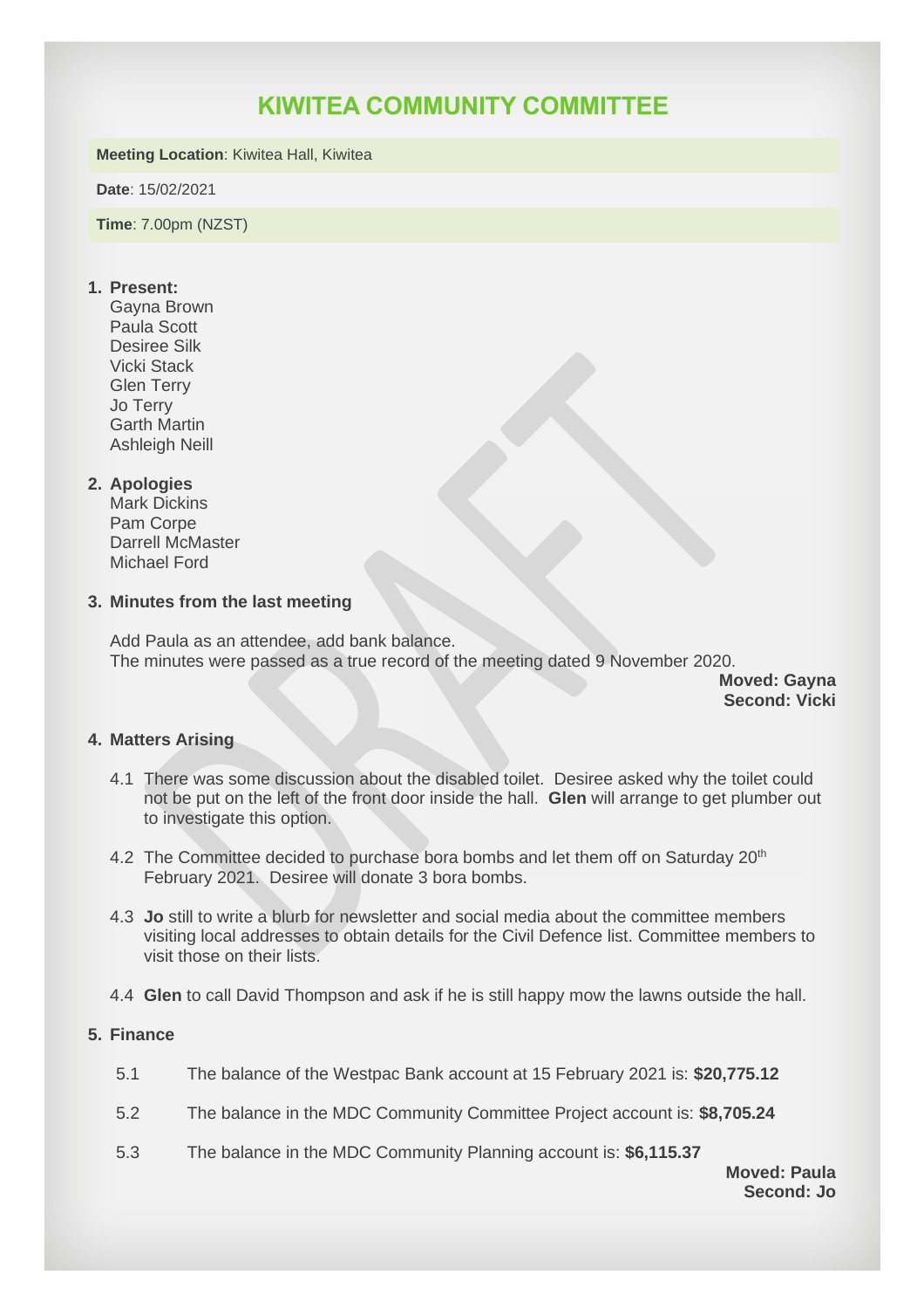# KIWITEA COMMUNITY COMMITTEE

**Meeting Location**: Kiwitea Hall, Kiwitea

**Date**: 15/02/2021

**Time**: 7.00pm (NZST)

1. **Present:**
   Gayna Brown
   Paula Scott
   Desiree Silk
   Vicki Stack
   Glen Terry
   Jo Terry
   Garth Martin
   Ashleigh Neill

2. **Apologies**
   Mark Dickins
   Pam Corpe
   Darrell McMaster
   Michael Ford

3. **Minutes from the last meeting**

   Add Paula as an attendee, add bank balance.
   The minutes were passed as a true record of the meeting dated 9 November 2020.

   **Moved: Gayna**
   **Second: Vicki**

4. **Matters Arising**

   4.1 There was some discussion about the disabled toilet. Desiree asked why the toilet could not be put on the left of the front door inside the hall. **Glen** will arrange to get plumber out to investigate this option.

   4.2 The Committee decided to purchase bora bombs and let them off on Saturday 20th February 2021. Desiree will donate 3 bora bombs.

   4.3 **Jo** still to write a blurb for newsletter and social media about the committee members visiting local addresses to obtain details for the Civil Defence list. Committee members to visit those on their lists.

   4.4 **Glen** to call David Thompson and ask if he is still happy mow the lawns outside the hall.

5. **Finance**

   5.1 The balance of the Westpac Bank account at 15 February 2021 is: **$20,775.12**

   5.2 The balance in the MDC Community Committee Project account is: **$8,705.24**

   5.3 The balance in the MDC Community Planning account is: **$6,115.37**

   **Moved: Paula**
   **Second: Jo**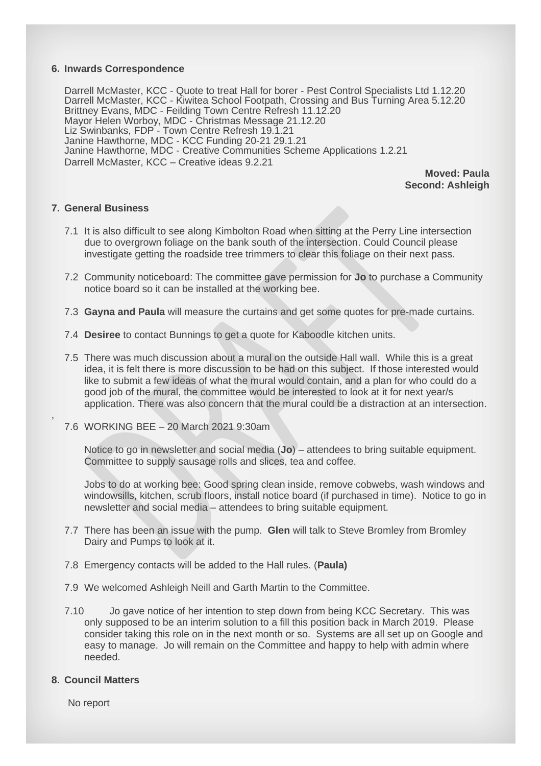## 6. Inwards Correspondence

Darrell McMaster, KCC - Quote to treat Hall for borer - Pest Control Specialists Ltd 1.12.20
Darrell McMaster, KCC - Kiwitea School Footpath, Crossing and Bus Turning Area 5.12.20
Brittney Evans, MDC - Feilding Town Centre Refresh 11.12.20
Mayor Helen Worboy, MDC - Christmas Message 21.12.20
Liz Swinbanks, FDP - Town Centre Refresh 19.1.21
Janine Hawthorne, MDC - KCC Funding 20-21 29.1.21
Janine Hawthorne, MDC - Creative Communities Scheme Applications 1.2.21
Darrell McMaster, KCC – Creative ideas 9.2.21

**Moved: Paula**
**Second: Ashleigh**

## 7. General Business

7.1 It is also difficult to see along Kimbolton Road when sitting at the Perry Line intersection due to overgrown foliage on the bank south of the intersection. Could Council please investigate getting the roadside tree trimmers to clear this foliage on their next pass.

7.2 Community noticeboard: The committee gave permission for **Jo** to purchase a Community notice board so it can be installed at the working bee.

7.3 **Gayna and Paula** will measure the curtains and get some quotes for pre-made curtains.

7.4 **Desiree** to contact Bunnings to get a quote for Kaboodle kitchen units.

7.5 There was much discussion about a mural on the outside Hall wall. While this is a great idea, it is felt there is more discussion to be had on this subject. If those interested would like to submit a few ideas of what the mural would contain, and a plan for who could do a good job of the mural, the committee would be interested to look at it for next year/s application. There was also concern that the mural could be a distraction at an intersection.

7.6 WORKING BEE – 20 March 2021 9:30am

Notice to go in newsletter and social media (**Jo**) – attendees to bring suitable equipment. Committee to supply sausage rolls and slices, tea and coffee.

Jobs to do at working bee: Good spring clean inside, remove cobwebs, wash windows and windowsills, kitchen, scrub floors, install notice board (if purchased in time). Notice to go in newsletter and social media – attendees to bring suitable equipment.

7.7 There has been an issue with the pump. **Glen** will talk to Steve Bromley from Bromley Dairy and Pumps to look at it.

7.8 Emergency contacts will be added to the Hall rules. (**Paula)**

7.9 We welcomed Ashleigh Neill and Garth Martin to the Committee.

7.10 Jo gave notice of her intention to step down from being KCC Secretary. This was only supposed to be an interim solution to a fill this position back in March 2019. Please consider taking this role on in the next month or so. Systems are all set up on Google and easy to manage. Jo will remain on the Committee and happy to help with admin where needed.

## 8. Council Matters

No report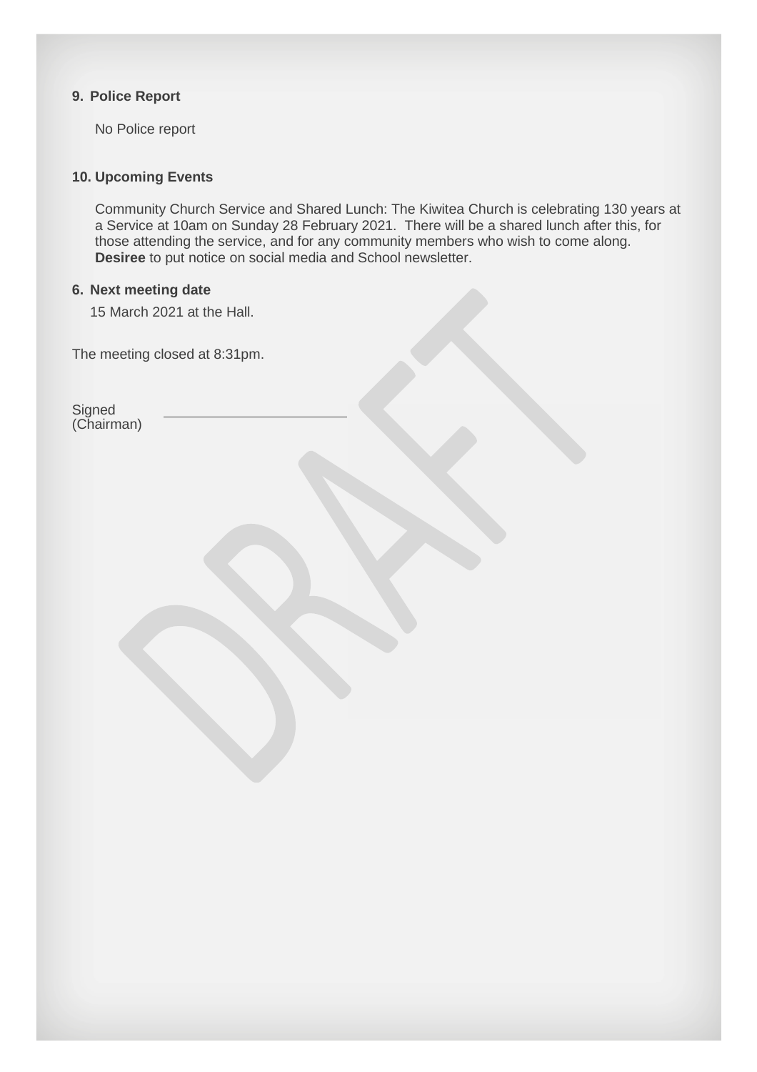**9. Police Report**

No Police report

**10. Upcoming Events**

Community Church Service and Shared Lunch: The Kiwitea Church is celebrating 130 years at a Service at 10am on Sunday 28 February 2021. There will be a shared lunch after this, for those attending the service, and for any community members who wish to come along. **Desiree** to put notice on social media and School newsletter.

**6. Next meeting date**

15 March 2021 at the Hall.

The meeting closed at 8:31pm.

Signed (Chairman) \_\_\_\_\_\_\_\_\_\_\_\_\_\_\_\_\_\_\_\_\_\_\_\_